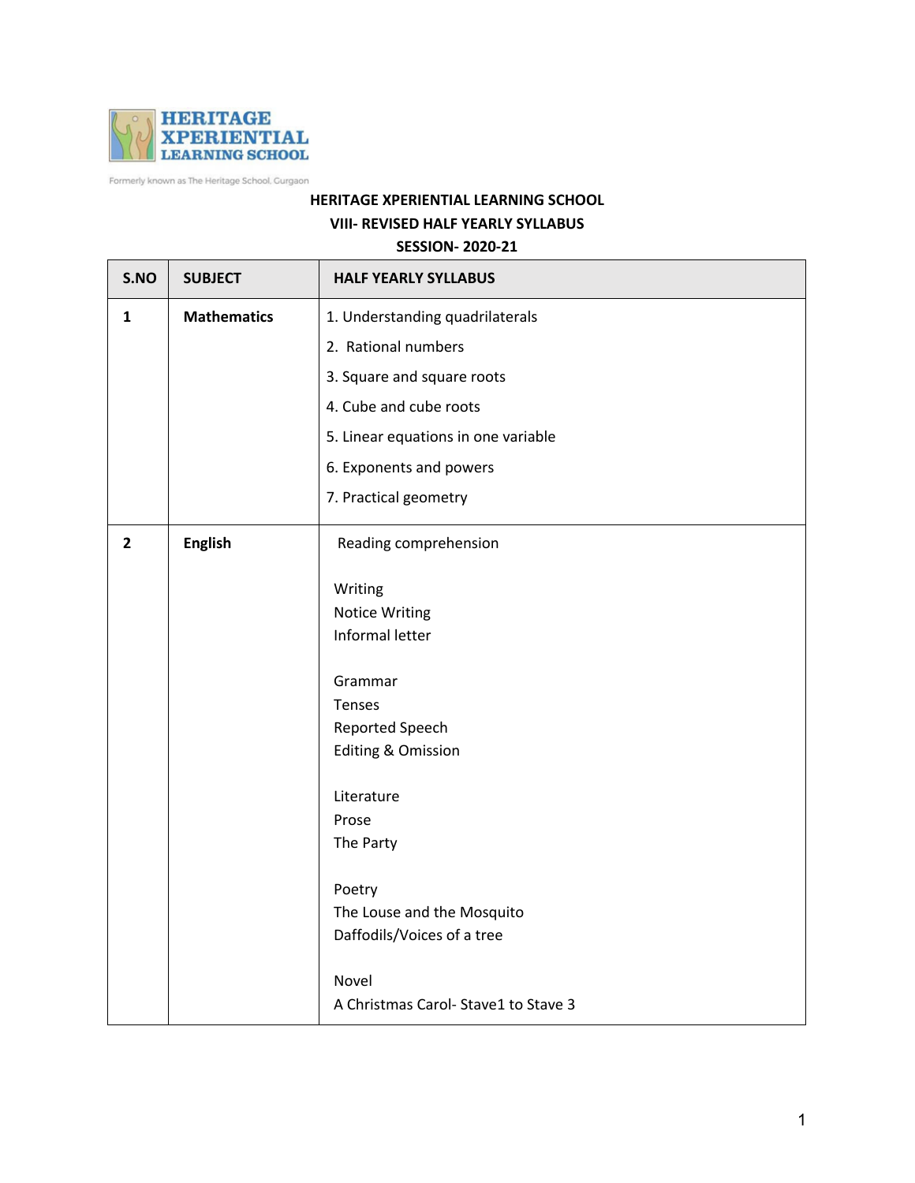HERITAGE XPERIENTIAL LEARNING SCHOOL

Formerly known as The Heritage School, Gurgaon

# HERITAGE XPERIENTIAL LEARNING SCHOOL

## VIII- REVISED HALF YEARLY SYLLABUS

## SESSION- 2020-21

| S.NO | SUBJECT | HALF YEARLY SYLLABUS |
|---|---|---|
| 1 | **Mathematics** | 1. Understanding quadrilaterals<br>2. Rational numbers<br>3. Square and square roots<br>4. Cube and cube roots<br>5. Linear equations in one variable<br>6. Exponents and powers<br>7. Practical geometry |
| 2 | **English** | Reading comprehension<br><br>Writing<br>Notice Writing<br>Informal letter<br><br>Grammar<br>Tenses<br>Reported Speech<br>Editing & Omission<br><br>Literature<br>Prose<br>The Party<br><br>Poetry<br>The Louse and the Mosquito<br>Daffodils/Voices of a tree<br><br>Novel<br>A Christmas Carol- Stave1 to Stave 3 |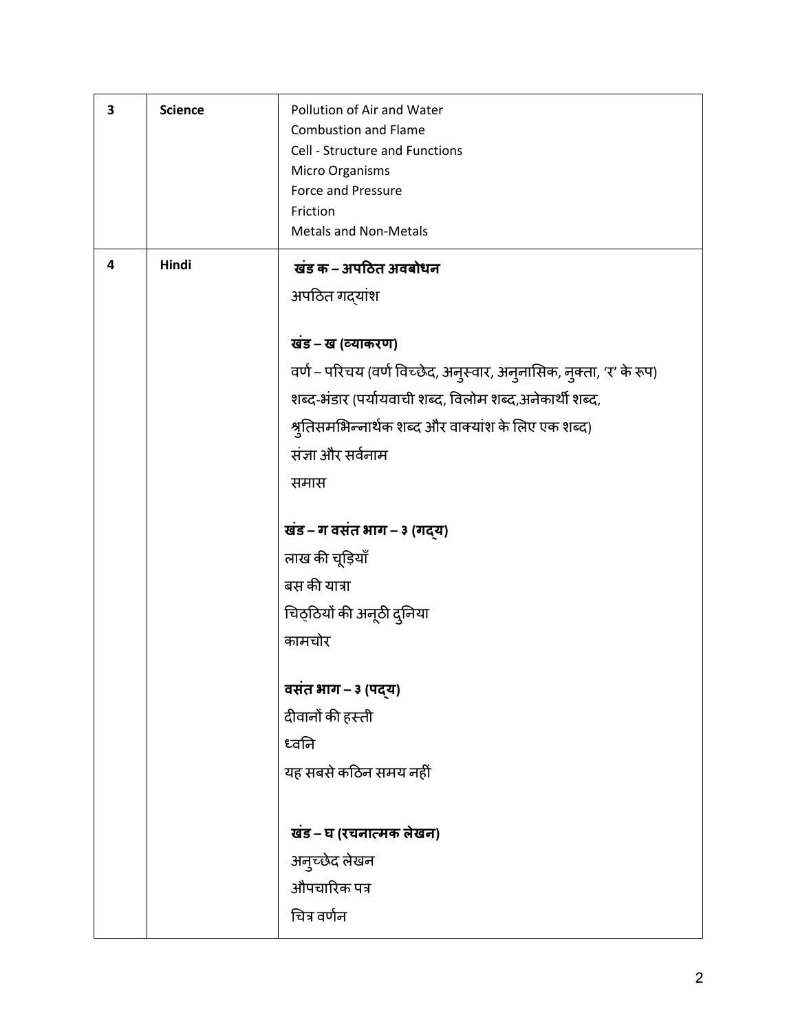| 3 | **Science** | Pollution of Air and Water<br>Combustion and Flame<br>Cell - Structure and Functions<br>Micro Organisms<br>Force and Pressure<br>Friction<br>Metals and Non-Metals |
|---|---|---|
| 4 | **Hindi** | **खंड क – अपठित अवबोधन**<br>अपठित गद्यांश<br><br>**खंड – ख (व्याकरण)**<br>वर्ण – परिचय (वर्ण विच्छेद, अनुस्वार, अनुनासिक, नुक्ता, 'र' के रूप)<br>शब्द-भंडार (पर्यायवाची शब्द, विलोम शब्द,अनेकार्थी शब्द, श्रुतिसमभिन्नार्थक शब्द और वाक्यांश के लिए एक शब्द)<br>संज्ञा और सर्वनाम<br>समास<br><br>**खंड – ग वसंत भाग – ३ (गद्य)**<br>लाख की चूड़ियाँ<br>बस की यात्रा<br>चिठ्ठियों की अनूठी दुनिया<br>कामचोर<br><br>**वसंत भाग – ३ (पद्य)**<br>दीवानों की हस्ती<br>ध्वनि<br>यह सबसे कठिन समय नहीं<br><br>**खंड – घ (रचनात्मक लेखन)**<br>अनुच्छेद लेखन<br>औपचारिक पत्र<br>चित्र वर्णन |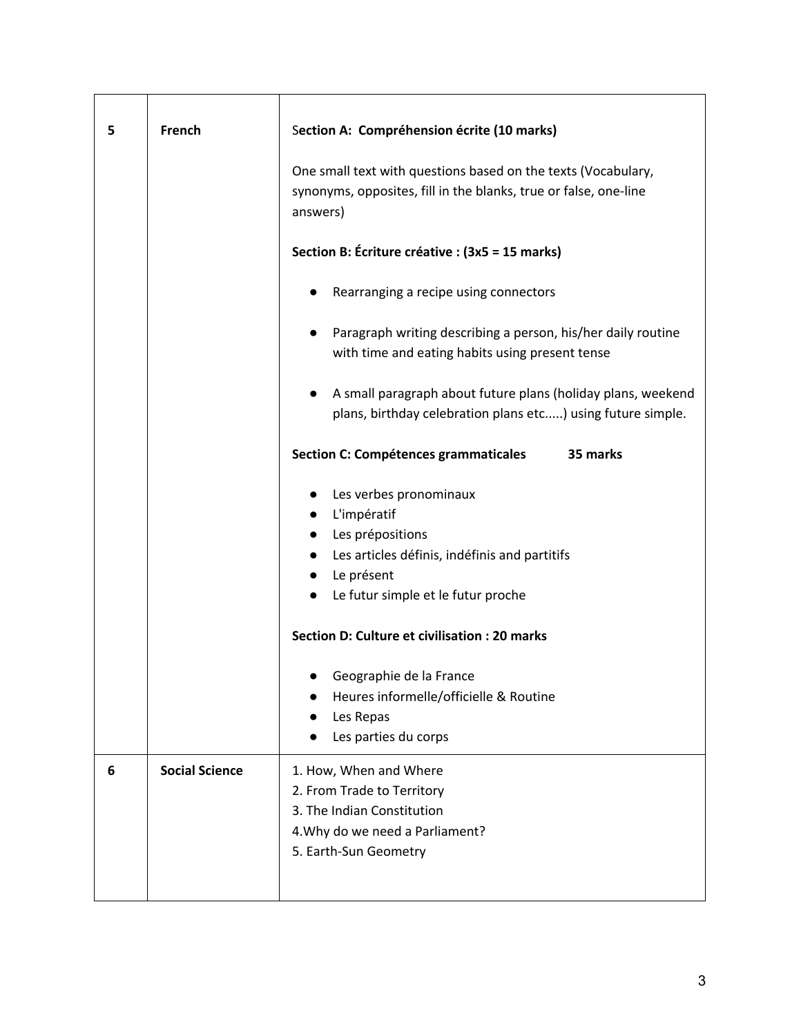| | | |
|---|---|---|
| **5** | **French** | S**ection A: Compréhension écrite (10 marks)**<br><br>One small text with questions based on the texts (Vocabulary, synonyms, opposites, fill in the blanks, true or false, one-line answers)<br><br>**Section B: Écriture créative : (3x5 = 15 marks)**<br><br>● Rearranging a recipe using connectors<br><br>● Paragraph writing describing a person, his/her daily routine with time and eating habits using present tense<br><br>● A small paragraph about future plans (holiday plans, weekend plans, birthday celebration plans etc.....) using future simple.<br><br>**Section C: Compétences grammaticales 35 marks**<br><br>● Les verbes pronominaux<br>● L'impératif<br>● Les prépositions<br>● Les articles définis, indéfinis and partitifs<br>● Le présent<br>● Le futur simple et le futur proche<br><br>**Section D: Culture et civilisation : 20 marks**<br><br>● Geographie de la France<br>● Heures informelle/officielle & Routine<br>● Les Repas<br>● Les parties du corps |
| **6** | **Social Science** | 1. How, When and Where<br>2. From Trade to Territory<br>3. The Indian Constitution<br>4.Why do we need a Parliament?<br>5. Earth-Sun Geometry |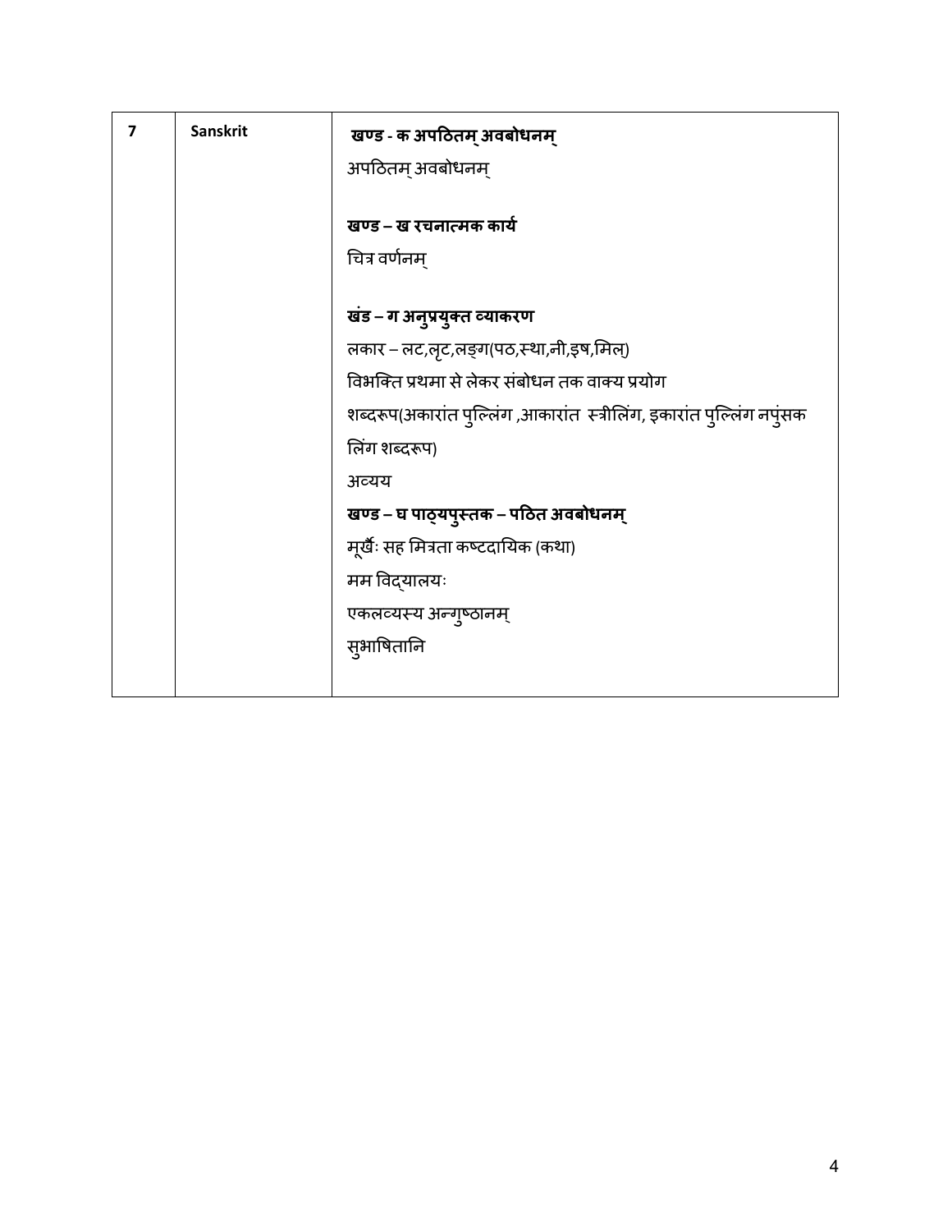| | | |
|---|---|---|
| 7 | **Sanskrit** | **खण्ड - क अपठितम् अवबोधनम्**<br>अपठितम् अवबोधनम्<br><br>**खण्ड – ख रचनात्मक कार्य**<br>चित्र वर्णनम्<br><br>**खंड – ग अनुप्रयुक्त व्याकरण**<br>लकार – लट,लृट,लङ्ग(पठ,स्था,नी,इष,मिल्)<br>विभक्ति प्रथमा से लेकर संबोधन तक वाक्य प्रयोग<br>शब्दरूप(अकारांत पुल्लिंग ,आकारांत स्त्रीलिंग, इकारांत पुल्लिंग नपुंसक लिंग शब्दरूप)<br>अव्यय<br>**खण्ड – घ पाठ्यपुस्तक – पठित अवबोधनम्**<br>मूर्खैः सह मित्रता कष्टदायिक (कथा)<br>मम विद्यालयः<br>एकलव्यस्य अन्गुष्ठानम्<br>सुभाषितानि |